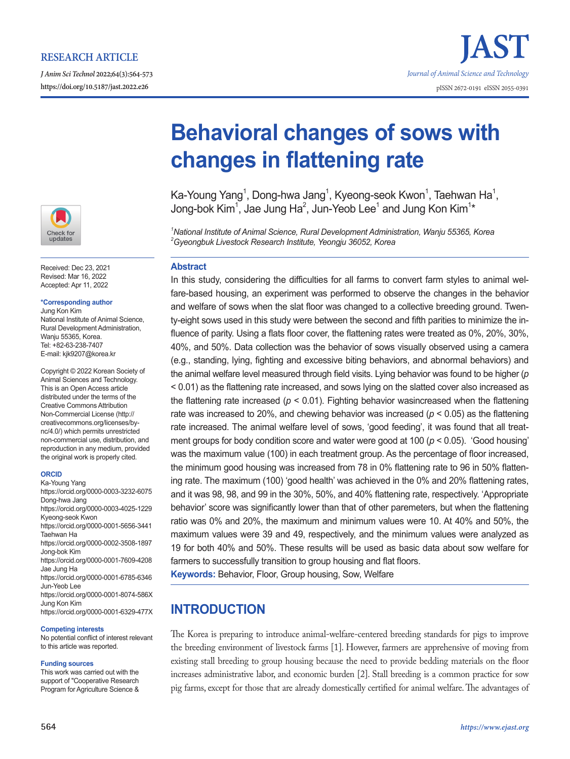RESEARCH ARTICLE

# Behavioral changes of sows with changes in flattening rate

Ka-Young Yang[1], Dong-hwa Jang[1], Kyeong-seok Kwon[1], Taehwan Ha[1], Jong-bok Kim[1], Jae Jung Ha[2], Jun-Yeob Lee[1] and Jung Kon Kim[1]*

[1]National Institute of Animal Science, Rural Development Administration, Wanju 55365, Korea
[2]Gyeongbuk Livestock Research Institute, Yeongju 36052, Korea

Received: Dec 23, 2021
Revised: Mar 16, 2022
Accepted: Apr 11, 2022

**\*Corresponding author**
Jung Kon Kim
National Institute of Animal Science, Rural Development Administration, Wanju 55365, Korea.
Tel: +82-63-238-7407
E-mail: kjk9207@korea.kr

Copyright © 2022 Korean Society of Animal Sciences and Technology. This is an Open Access article distributed under the terms of the Creative Commons Attribution Non-Commercial License (http://creativecommons.org/licenses/by-nc/4.0/) which permits unrestricted non-commercial use, distribution, and reproduction in any medium, provided the original work is properly cited.

**ORCID**
Ka-Young Yang
https://orcid.org/0000-0003-3232-6075
Dong-hwa Jang
https://orcid.org/0000-0003-4025-1229
Kyeong-seok Kwon
https://orcid.org/0000-0001-5656-3441
Taehwan Ha
https://orcid.org/0000-0002-3508-1897
Jong-bok Kim
https://orcid.org/0000-0001-7609-4208
Jae Jung Ha
https://orcid.org/0000-0001-6785-6346
Jun-Yeob Lee
https://orcid.org/0000-0001-8074-586X
Jung Kon Kim
https://orcid.org/0000-0001-6329-477X

**Competing interests**
No potential conflict of interest relevant to this article was reported.

**Funding sources**
This work was carried out with the support of "Cooperative Research Program for Agriculture Science &

## Abstract

In this study, considering the difficulties for all farms to convert farm styles to animal welfare-based housing, an experiment was performed to observe the changes in the behavior and welfare of sows when the slat floor was changed to a collective breeding ground. Twenty-eight sows used in this study were between the second and fifth parities to minimize the influence of parity. Using a flats floor cover, the flattening rates were treated as 0%, 20%, 30%, 40%, and 50%. Data collection was the behavior of sows visually observed using a camera (e.g., standing, lying, fighting and excessive biting behaviors, and abnormal behaviors) and the animal welfare level measured through field visits. Lying behavior was found to be higher ($p$ < 0.01) as the flattening rate increased, and sows lying on the slatted cover also increased as the flattening rate increased ($p$ < 0.01). Fighting behavior wasincreased when the flattening rate was increased to 20%, and chewing behavior was increased ($p$ < 0.05) as the flattening rate increased. The animal welfare level of sows, 'good feeding', it was found that all treatment groups for body condition score and water were good at 100 ($p$ < 0.05). 'Good housing' was the maximum value (100) in each treatment group. As the percentage of floor increased, the minimum good housing was increased from 78 in 0% flattening rate to 96 in 50% flattening rate. The maximum (100) 'good health' was achieved in the 0% and 20% flattening rates, and it was 98, 98, and 99 in the 30%, 50%, and 40% flattening rate, respectively. 'Appropriate behavior' score was significantly lower than that of other paremeters, but when the flattening ratio was 0% and 20%, the maximum and minimum values were 10. At 40% and 50%, the maximum values were 39 and 49, respectively, and the minimum values were analyzed as 19 for both 40% and 50%. These results will be used as basic data about sow welfare for farmers to successfully transition to group housing and flat floors.

**Keywords:** Behavior, Floor, Group housing, Sow, Welfare

## INTRODUCTION

The Korea is preparing to introduce animal-welfare-centered breeding standards for pigs to improve the breeding environment of livestock farms [1]. However, farmers are apprehensive of moving from existing stall breeding to group housing because the need to provide bedding materials on the floor increases administrative labor, and economic burden [2]. Stall breeding is a common practice for sow pig farms, except for those that are already domestically certified for animal welfare. The advantages of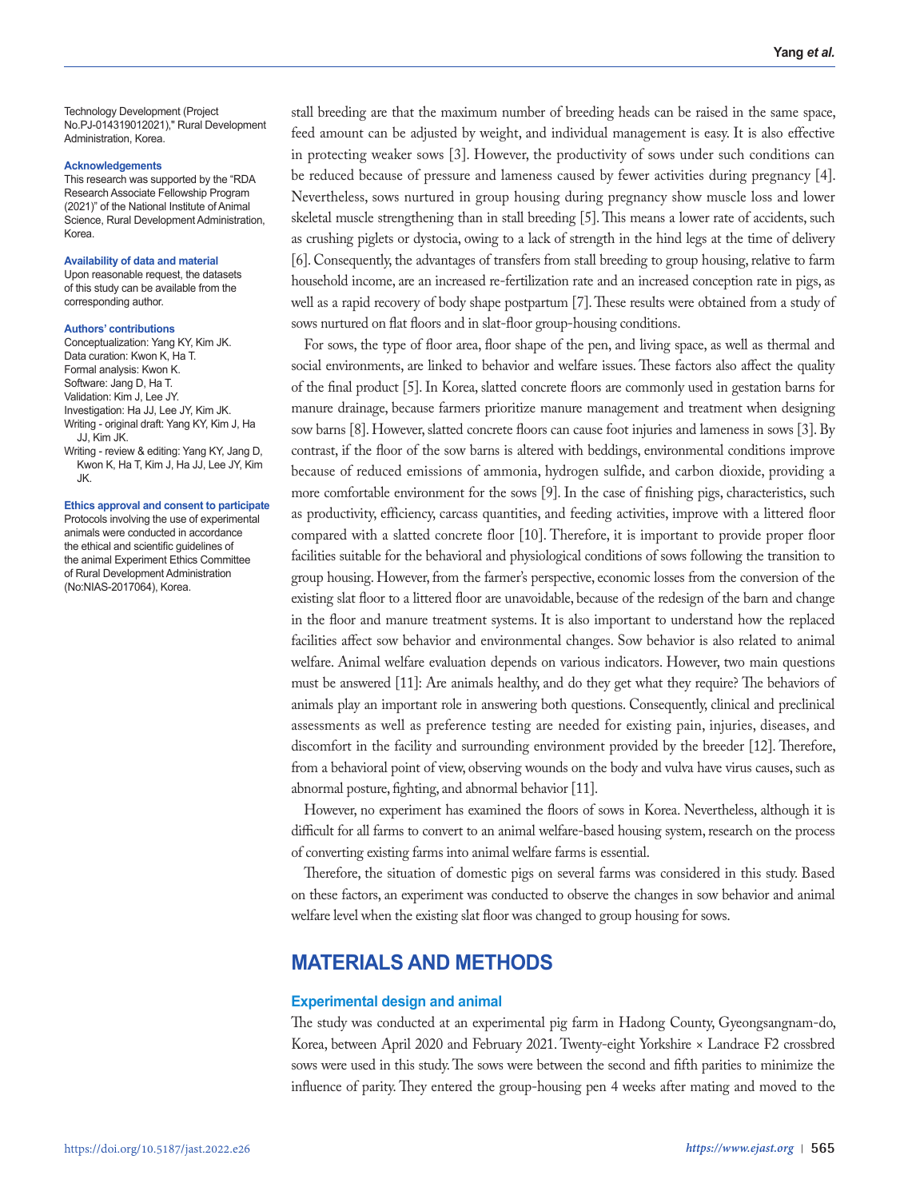Technology Development (Project No.PJ-014319012021)," Rural Development Administration, Korea.

**Acknowledgements**
This research was supported by the "RDA Research Associate Fellowship Program (2021)" of the National Institute of Animal Science, Rural Development Administration, Korea.

**Availability of data and material**
Upon reasonable request, the datasets of this study can be available from the corresponding author.

**Authors' contributions**
Conceptualization: Yang KY, Kim JK.
Data curation: Kwon K, Ha T.
Formal analysis: Kwon K.
Software: Jang D, Ha T.
Validation: Kim J, Lee JY.
Investigation: Ha JJ, Lee JY, Kim JK.
Writing - original draft: Yang KY, Kim J, Ha JJ, Kim JK.
Writing - review & editing: Yang KY, Jang D, Kwon K, Ha T, Kim J, Ha JJ, Lee JY, Kim JK.

**Ethics approval and consent to participate**
Protocols involving the use of experimental animals were conducted in accordance the ethical and scientific guidelines of the animal Experiment Ethics Committee of Rural Development Administration (No:NIAS-2017064), Korea.

stall breeding are that the maximum number of breeding heads can be raised in the same space, feed amount can be adjusted by weight, and individual management is easy. It is also effective in protecting weaker sows [3]. However, the productivity of sows under such conditions can be reduced because of pressure and lameness caused by fewer activities during pregnancy [4]. Nevertheless, sows nurtured in group housing during pregnancy show muscle loss and lower skeletal muscle strengthening than in stall breeding [5]. This means a lower rate of accidents, such as crushing piglets or dystocia, owing to a lack of strength in the hind legs at the time of delivery [6]. Consequently, the advantages of transfers from stall breeding to group housing, relative to farm household income, are an increased re-fertilization rate and an increased conception rate in pigs, as well as a rapid recovery of body shape postpartum [7]. These results were obtained from a study of sows nurtured on flat floors and in slat-floor group-housing conditions.

For sows, the type of floor area, floor shape of the pen, and living space, as well as thermal and social environments, are linked to behavior and welfare issues. These factors also affect the quality of the final product [5]. In Korea, slatted concrete floors are commonly used in gestation barns for manure drainage, because farmers prioritize manure management and treatment when designing sow barns [8]. However, slatted concrete floors can cause foot injuries and lameness in sows [3]. By contrast, if the floor of the sow barns is altered with beddings, environmental conditions improve because of reduced emissions of ammonia, hydrogen sulfide, and carbon dioxide, providing a more comfortable environment for the sows [9]. In the case of finishing pigs, characteristics, such as productivity, efficiency, carcass quantities, and feeding activities, improve with a littered floor compared with a slatted concrete floor [10]. Therefore, it is important to provide proper floor facilities suitable for the behavioral and physiological conditions of sows following the transition to group housing. However, from the farmer's perspective, economic losses from the conversion of the existing slat floor to a littered floor are unavoidable, because of the redesign of the barn and change in the floor and manure treatment systems. It is also important to understand how the replaced facilities affect sow behavior and environmental changes. Sow behavior is also related to animal welfare. Animal welfare evaluation depends on various indicators. However, two main questions must be answered [11]: Are animals healthy, and do they get what they require? The behaviors of animals play an important role in answering both questions. Consequently, clinical and preclinical assessments as well as preference testing are needed for existing pain, injuries, diseases, and discomfort in the facility and surrounding environment provided by the breeder [12]. Therefore, from a behavioral point of view, observing wounds on the body and vulva have virus causes, such as abnormal posture, fighting, and abnormal behavior [11].

However, no experiment has examined the floors of sows in Korea. Nevertheless, although it is difficult for all farms to convert to an animal welfare-based housing system, research on the process of converting existing farms into animal welfare farms is essential.

Therefore, the situation of domestic pigs on several farms was considered in this study. Based on these factors, an experiment was conducted to observe the changes in sow behavior and animal welfare level when the existing slat floor was changed to group housing for sows.

## MATERIALS AND METHODS

### Experimental design and animal

The study was conducted at an experimental pig farm in Hadong County, Gyeongsangnam-do, Korea, between April 2020 and February 2021. Twenty-eight Yorkshire × Landrace F2 crossbred sows were used in this study. The sows were between the second and fifth parities to minimize the influence of parity. They entered the group-housing pen 4 weeks after mating and moved to the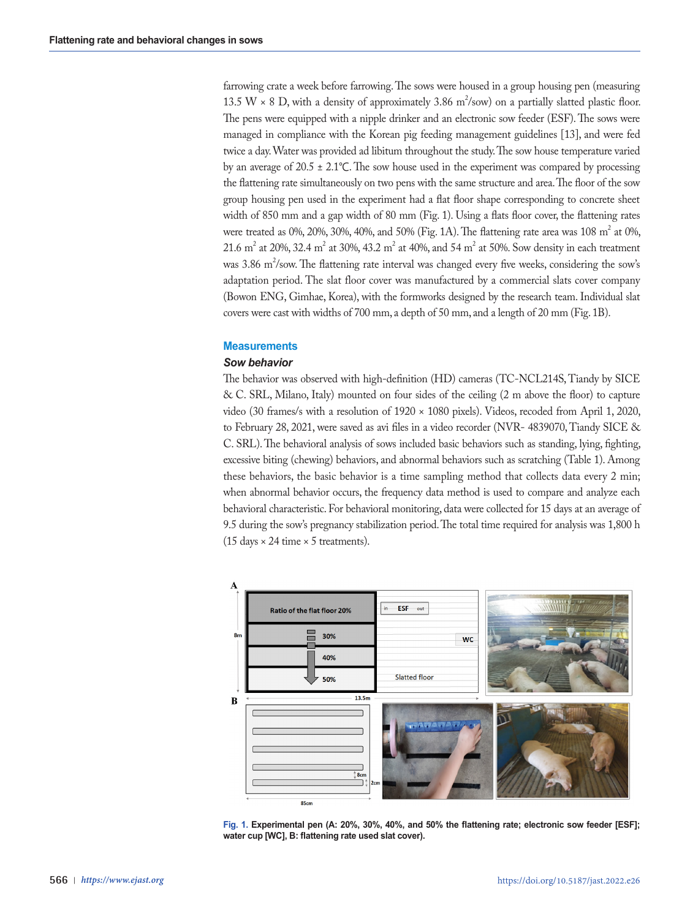farrowing crate a week before farrowing. The sows were housed in a group housing pen (measuring 13.5 W × 8 D, with a density of approximately 3.86 $m^2$/sow) on a partially slatted plastic floor. The pens were equipped with a nipple drinker and an electronic sow feeder (ESF). The sows were managed in compliance with the Korean pig feeding management guidelines [13], and were fed twice a day. Water was provided ad libitum throughout the study. The sow house temperature varied by an average of 20.5 ± 2.1℃. The sow house used in the experiment was compared by processing the flattening rate simultaneously on two pens with the same structure and area. The floor of the sow group housing pen used in the experiment had a flat floor shape corresponding to concrete sheet width of 850 mm and a gap width of 80 mm (Fig. 1). Using a flats floor cover, the flattening rates were treated as 0%, 20%, 30%, 40%, and 50% (Fig. 1A). The flattening rate area was 108 $m^2$ at 0%, 21.6 $m^2$ at 20%, 32.4 $m^2$ at 30%, 43.2 $m^2$ at 40%, and 54 $m^2$ at 50%. Sow density in each treatment was 3.86 $m^2$/sow. The flattening rate interval was changed every five weeks, considering the sow's adaptation period. The slat floor cover was manufactured by a commercial slats cover company (Bowon ENG, Gimhae, Korea), with the formworks designed by the research team. Individual slat covers were cast with widths of 700 mm, a depth of 50 mm, and a length of 20 mm (Fig. 1B).

## Measurements

### *Sow behavior*

The behavior was observed with high-definition (HD) cameras (TC-NCL214S, Tiandy by SICE & C. SRL, Milano, Italy) mounted on four sides of the ceiling (2 m above the floor) to capture video (30 frames/s with a resolution of 1920 × 1080 pixels). Videos, recoded from April 1, 2020, to February 28, 2021, were saved as avi files in a video recorder (NVR- 4839070, Tiandy SICE & C. SRL). The behavioral analysis of sows included basic behaviors such as standing, lying, fighting, excessive biting (chewing) behaviors, and abnormal behaviors such as scratching (Table 1). Among these behaviors, the basic behavior is a time sampling method that collects data every 2 min; when abnormal behavior occurs, the frequency data method is used to compare and analyze each behavioral characteristic. For behavioral monitoring, data were collected for 15 days at an average of 9.5 during the sow's pregnancy stabilization period. The total time required for analysis was 1,800 h (15 days × 24 time × 5 treatments).

**Fig. 1.** Experimental pen (A: 20%, 30%, 40%, and 50% the flattening rate; electronic sow feeder [ESF]; water cup [WC], B: flattening rate used slat cover).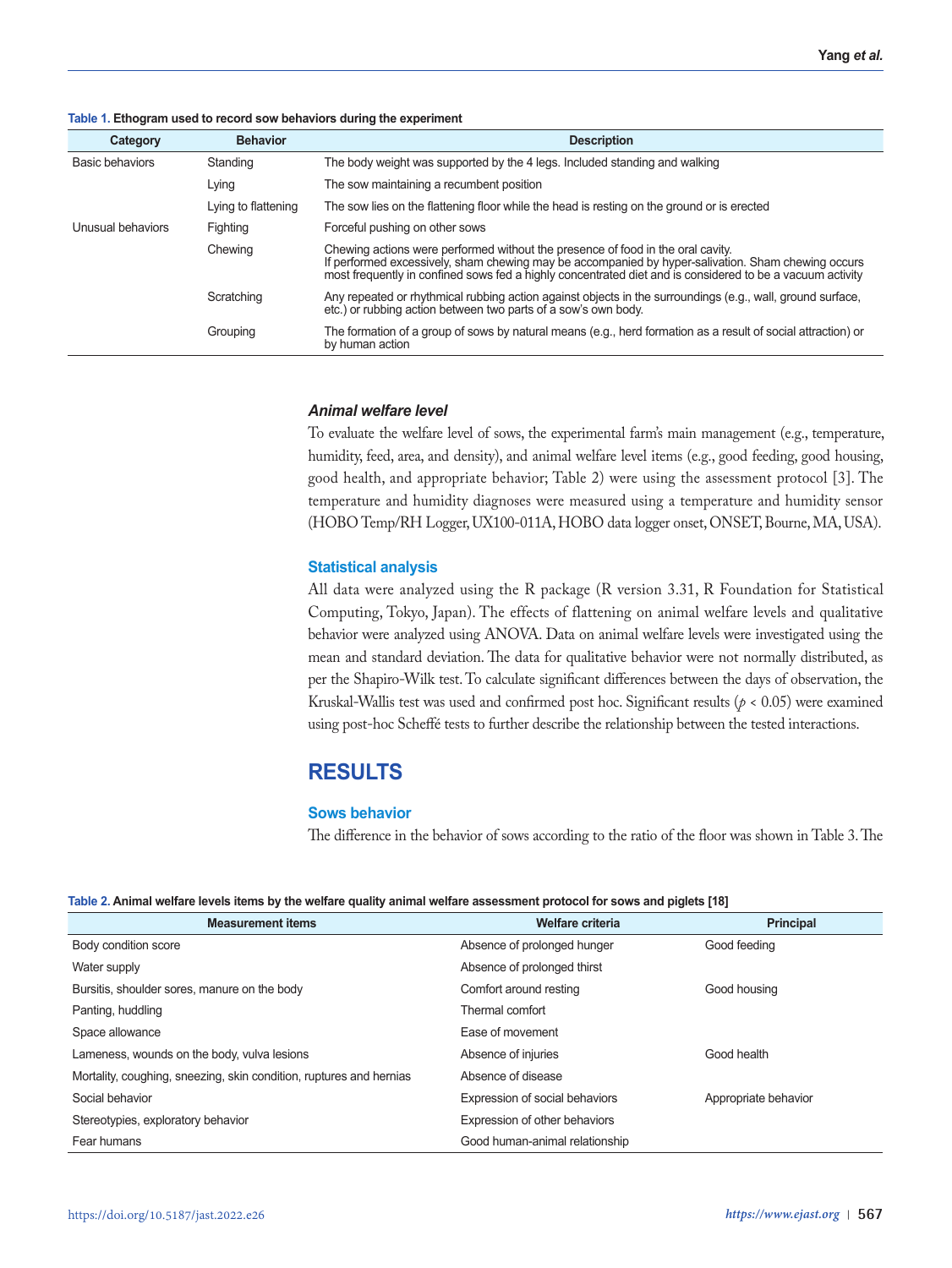**Table 1. Ethogram used to record sow behaviors during the experiment**

| Category | Behavior | Description |
|---|---|---|
| Basic behaviors | Standing | The body weight was supported by the 4 legs. Included standing and walking |
| | Lying | The sow maintaining a recumbent position |
| | Lying to flattening | The sow lies on the flattening floor while the head is resting on the ground or is erected |
| Unusual behaviors | Fighting | Forceful pushing on other sows |
| | Chewing | Chewing actions were performed without the presence of food in the oral cavity. If performed excessively, sham chewing may be accompanied by hyper-salivation. Sham chewing occurs most frequently in confined sows fed a highly concentrated diet and is considered to be a vacuum activity |
| | Scratching | Any repeated or rhythmical rubbing action against objects in the surroundings (e.g., wall, ground surface, etc.) or rubbing action between two parts of a sow's own body. |
| | Grouping | The formation of a group of sows by natural means (e.g., herd formation as a result of social attraction) or by human action |

### *Animal welfare level*

To evaluate the welfare level of sows, the experimental farm's main management (e.g., temperature, humidity, feed, area, and density), and animal welfare level items (e.g., good feeding, good housing, good health, and appropriate behavior; Table 2) were using the assessment protocol [3]. The temperature and humidity diagnoses were measured using a temperature and humidity sensor (HOBO Temp/RH Logger, UX100-011A, HOBO data logger onset, ONSET, Bourne, MA, USA).

### Statistical analysis

All data were analyzed using the R package (R version 3.31, R Foundation for Statistical Computing, Tokyo, Japan). The effects of flattening on animal welfare levels and qualitative behavior were analyzed using ANOVA. Data on animal welfare levels were investigated using the mean and standard deviation. The data for qualitative behavior were not normally distributed, as per the Shapiro-Wilk test. To calculate significant differences between the days of observation, the Kruskal-Wallis test was used and confirmed post hoc. Significant results ($p < 0.05$) were examined using post-hoc Scheffé tests to further describe the relationship between the tested interactions.

## RESULTS

### Sows behavior

The difference in the behavior of sows according to the ratio of the floor was shown in Table 3. The

**Table 2. Animal welfare levels items by the welfare quality animal welfare assessment protocol for sows and piglets [18]**

| Measurement items | Welfare criteria | Principal |
|---|---|---|
| Body condition score | Absence of prolonged hunger | Good feeding |
| Water supply | Absence of prolonged thirst | |
| Bursitis, shoulder sores, manure on the body | Comfort around resting | Good housing |
| Panting, huddling | Thermal comfort | |
| Space allowance | Ease of movement | |
| Lameness, wounds on the body, vulva lesions | Absence of injuries | Good health |
| Mortality, coughing, sneezing, skin condition, ruptures and hernias | Absence of disease | |
| Social behavior | Expression of social behaviors | Appropriate behavior |
| Stereotypies, exploratory behavior | Expression of other behaviors | |
| Fear humans | Good human-animal relationship | |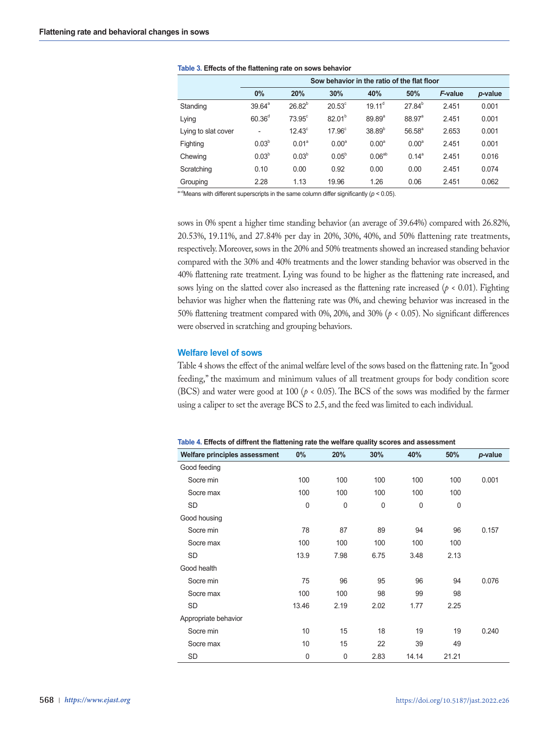**Table 3.** Effects of the flattening rate on sows behavior

| | Sow behavior in the ratio of the flat floor | | | | | | |
|---|---|---|---|---|---|---|---|
| | 0% | 20% | 30% | 40% | 50% | *F*-value | *p*-value |
| Standing | $39.64^{a}$ | $26.82^{b}$ | $20.53^{c}$ | $19.11^{d}$ | $27.84^{b}$ | 2.451 | 0.001 |
| Lying | $60.36^{d}$ | $73.95^{c}$ | $82.01^{b}$ | $89.89^{a}$ | $88.97^{a}$ | 2.451 | 0.001 |
| Lying to slat cover | - | $12.43^{c}$ | $17.96^{c}$ | $38.89^{b}$ | $56.58^{a}$ | 2.653 | 0.001 |
| Fighting | $0.03^{b}$ | $0.01^{a}$ | $0.00^{a}$ | $0.00^{a}$ | $0.00^{a}$ | 2.451 | 0.001 |
| Chewing | $0.03^{b}$ | $0.03^{b}$ | $0.05^{b}$ | $0.06^{ab}$ | $0.14^{a}$ | 2.451 | 0.016 |
| Scratching | 0.10 | 0.00 | 0.92 | 0.00 | 0.00 | 2.451 | 0.074 |
| Grouping | 2.28 | 1.13 | 19.96 | 1.26 | 0.06 | 2.451 | 0.062 |

[a–d]Means with different superscripts in the same column differ significantly ($p < 0.05$).

sows in 0% spent a higher time standing behavior (an average of 39.64%) compared with 26.82%, 20.53%, 19.11%, and 27.84% per day in 20%, 30%, 40%, and 50% flattening rate treatments, respectively. Moreover, sows in the 20% and 50% treatments showed an increased standing behavior compared with the 30% and 40% treatments and the lower standing behavior was observed in the 40% flattening rate treatment. Lying was found to be higher as the flattening rate increased, and sows lying on the slatted cover also increased as the flattening rate increased ($p < 0.01$). Fighting behavior was higher when the flattening rate was 0%, and chewing behavior was increased in the 50% flattening treatment compared with 0%, 20%, and 30% ($p < 0.05$). No significant differences were observed in scratching and grouping behaviors.

## Welfare level of sows

Table 4 shows the effect of the animal welfare level of the sows based on the flattening rate. In "good feeding," the maximum and minimum values of all treatment groups for body condition score (BCS) and water were good at 100 ($p < 0.05$). The BCS of the sows was modified by the farmer using a caliper to set the average BCS to 2.5, and the feed was limited to each individual.

**Table 4.** Effects of diffrent the flattening rate the welfare quality scores and assessment

| Welfare principles assessment | 0% | 20% | 30% | 40% | 50% | *p*-value |
|---|---|---|---|---|---|---|
| Good feeding | | | | | | |
| Socre min | 100 | 100 | 100 | 100 | 100 | 0.001 |
| Socre max | 100 | 100 | 100 | 100 | 100 | |
| SD | 0 | 0 | 0 | 0 | 0 | |
| Good housing | | | | | | |
| Socre min | 78 | 87 | 89 | 94 | 96 | 0.157 |
| Socre max | 100 | 100 | 100 | 100 | 100 | |
| SD | 13.9 | 7.98 | 6.75 | 3.48 | 2.13 | |
| Good health | | | | | | |
| Socre min | 75 | 96 | 95 | 96 | 94 | 0.076 |
| Socre max | 100 | 100 | 98 | 99 | 98 | |
| SD | 13.46 | 2.19 | 2.02 | 1.77 | 2.25 | |
| Appropriate behavior | | | | | | |
| Socre min | 10 | 15 | 18 | 19 | 19 | 0.240 |
| Socre max | 10 | 15 | 22 | 39 | 49 | |
| SD | 0 | 0 | 2.83 | 14.14 | 21.21 | |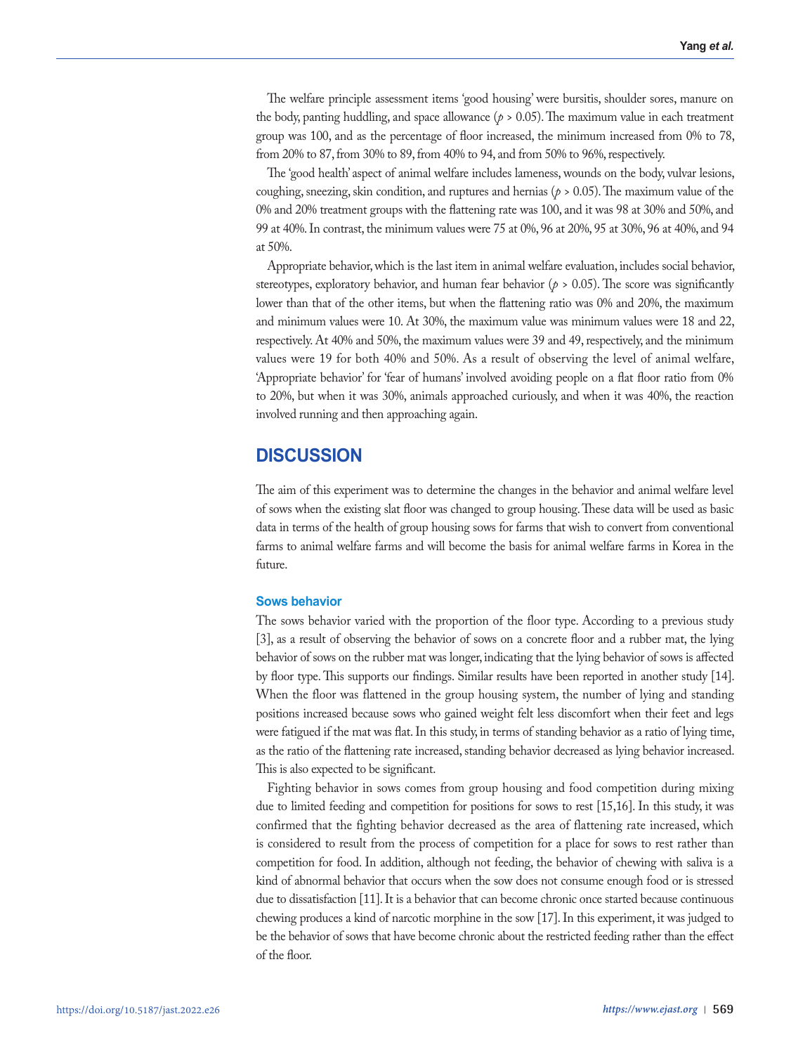The welfare principle assessment items 'good housing' were bursitis, shoulder sores, manure on the body, panting huddling, and space allowance ($p > 0.05$). The maximum value in each treatment group was 100, and as the percentage of floor increased, the minimum increased from 0% to 78, from 20% to 87, from 30% to 89, from 40% to 94, and from 50% to 96%, respectively.

The 'good health' aspect of animal welfare includes lameness, wounds on the body, vulvar lesions, coughing, sneezing, skin condition, and ruptures and hernias ($p > 0.05$). The maximum value of the 0% and 20% treatment groups with the flattening rate was 100, and it was 98 at 30% and 50%, and 99 at 40%. In contrast, the minimum values were 75 at 0%, 96 at 20%, 95 at 30%, 96 at 40%, and 94 at 50%.

Appropriate behavior, which is the last item in animal welfare evaluation, includes social behavior, stereotypes, exploratory behavior, and human fear behavior ($p > 0.05$). The score was significantly lower than that of the other items, but when the flattening ratio was 0% and 20%, the maximum and minimum values were 10. At 30%, the maximum value was minimum values were 18 and 22, respectively. At 40% and 50%, the maximum values were 39 and 49, respectively, and the minimum values were 19 for both 40% and 50%. As a result of observing the level of animal welfare, 'Appropriate behavior' for 'fear of humans' involved avoiding people on a flat floor ratio from 0% to 20%, but when it was 30%, animals approached curiously, and when it was 40%, the reaction involved running and then approaching again.

## DISCUSSION

The aim of this experiment was to determine the changes in the behavior and animal welfare level of sows when the existing slat floor was changed to group housing. These data will be used as basic data in terms of the health of group housing sows for farms that wish to convert from conventional farms to animal welfare farms and will become the basis for animal welfare farms in Korea in the future.

### Sows behavior

The sows behavior varied with the proportion of the floor type. According to a previous study [3], as a result of observing the behavior of sows on a concrete floor and a rubber mat, the lying behavior of sows on the rubber mat was longer, indicating that the lying behavior of sows is affected by floor type. This supports our findings. Similar results have been reported in another study [14]. When the floor was flattened in the group housing system, the number of lying and standing positions increased because sows who gained weight felt less discomfort when their feet and legs were fatigued if the mat was flat. In this study, in terms of standing behavior as a ratio of lying time, as the ratio of the flattening rate increased, standing behavior decreased as lying behavior increased. This is also expected to be significant.

Fighting behavior in sows comes from group housing and food competition during mixing due to limited feeding and competition for positions for sows to rest [15,16]. In this study, it was confirmed that the fighting behavior decreased as the area of flattening rate increased, which is considered to result from the process of competition for a place for sows to rest rather than competition for food. In addition, although not feeding, the behavior of chewing with saliva is a kind of abnormal behavior that occurs when the sow does not consume enough food or is stressed due to dissatisfaction [11]. It is a behavior that can become chronic once started because continuous chewing produces a kind of narcotic morphine in the sow [17]. In this experiment, it was judged to be the behavior of sows that have become chronic about the restricted feeding rather than the effect of the floor.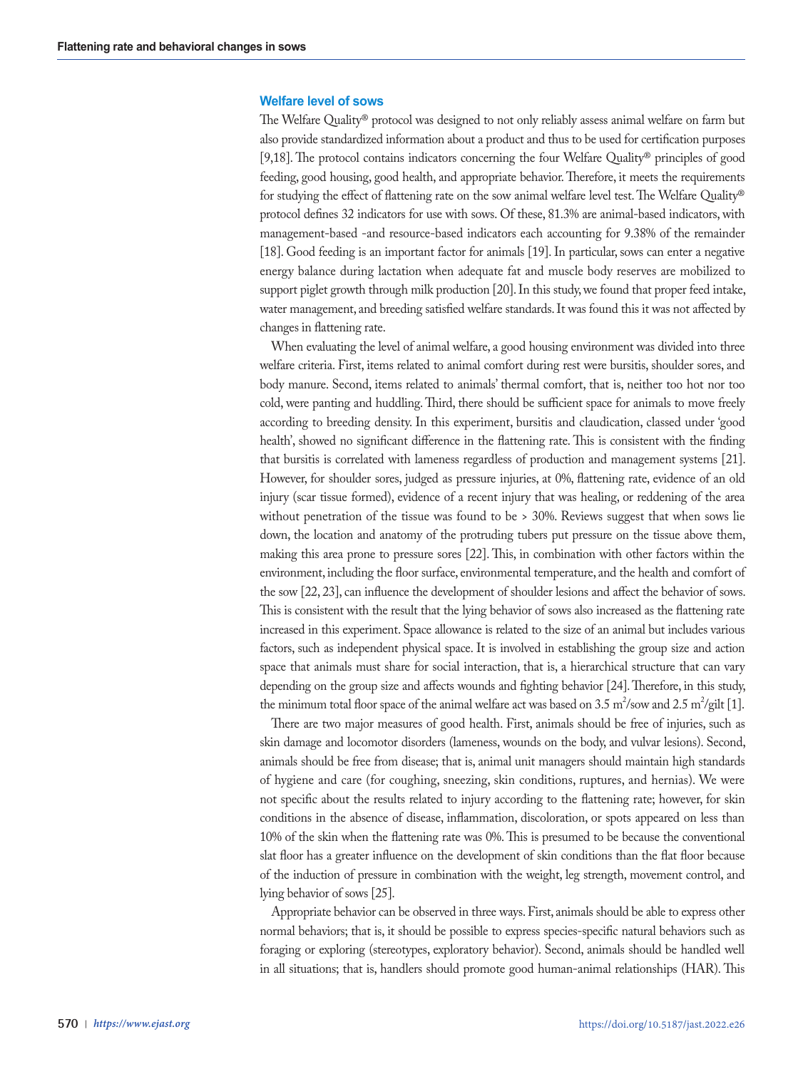## Welfare level of sows

The Welfare Quality® protocol was designed to not only reliably assess animal welfare on farm but also provide standardized information about a product and thus to be used for certification purposes [9,18]. The protocol contains indicators concerning the four Welfare Quality® principles of good feeding, good housing, good health, and appropriate behavior. Therefore, it meets the requirements for studying the effect of flattening rate on the sow animal welfare level test. The Welfare Quality® protocol defines 32 indicators for use with sows. Of these, 81.3% are animal-based indicators, with management-based -and resource-based indicators each accounting for 9.38% of the remainder [18]. Good feeding is an important factor for animals [19]. In particular, sows can enter a negative energy balance during lactation when adequate fat and muscle body reserves are mobilized to support piglet growth through milk production [20]. In this study, we found that proper feed intake, water management, and breeding satisfied welfare standards. It was found this it was not affected by changes in flattening rate.

When evaluating the level of animal welfare, a good housing environment was divided into three welfare criteria. First, items related to animal comfort during rest were bursitis, shoulder sores, and body manure. Second, items related to animals' thermal comfort, that is, neither too hot nor too cold, were panting and huddling. Third, there should be sufficient space for animals to move freely according to breeding density. In this experiment, bursitis and claudication, classed under 'good health', showed no significant difference in the flattening rate. This is consistent with the finding that bursitis is correlated with lameness regardless of production and management systems [21]. However, for shoulder sores, judged as pressure injuries, at 0%, flattening rate, evidence of an old injury (scar tissue formed), evidence of a recent injury that was healing, or reddening of the area without penetration of the tissue was found to be > 30%. Reviews suggest that when sows lie down, the location and anatomy of the protruding tubers put pressure on the tissue above them, making this area prone to pressure sores [22]. This, in combination with other factors within the environment, including the floor surface, environmental temperature, and the health and comfort of the sow [22, 23], can influence the development of shoulder lesions and affect the behavior of sows. This is consistent with the result that the lying behavior of sows also increased as the flattening rate increased in this experiment. Space allowance is related to the size of an animal but includes various factors, such as independent physical space. It is involved in establishing the group size and action space that animals must share for social interaction, that is, a hierarchical structure that can vary depending on the group size and affects wounds and fighting behavior [24]. Therefore, in this study, the minimum total floor space of the animal welfare act was based on 3.5 $m^2$/sow and 2.5 $m^2$/gilt [1].

There are two major measures of good health. First, animals should be free of injuries, such as skin damage and locomotor disorders (lameness, wounds on the body, and vulvar lesions). Second, animals should be free from disease; that is, animal unit managers should maintain high standards of hygiene and care (for coughing, sneezing, skin conditions, ruptures, and hernias). We were not specific about the results related to injury according to the flattening rate; however, for skin conditions in the absence of disease, inflammation, discoloration, or spots appeared on less than 10% of the skin when the flattening rate was 0%. This is presumed to be because the conventional slat floor has a greater influence on the development of skin conditions than the flat floor because of the induction of pressure in combination with the weight, leg strength, movement control, and lying behavior of sows [25].

Appropriate behavior can be observed in three ways. First, animals should be able to express other normal behaviors; that is, it should be possible to express species-specific natural behaviors such as foraging or exploring (stereotypes, exploratory behavior). Second, animals should be handled well in all situations; that is, handlers should promote good human-animal relationships (HAR). This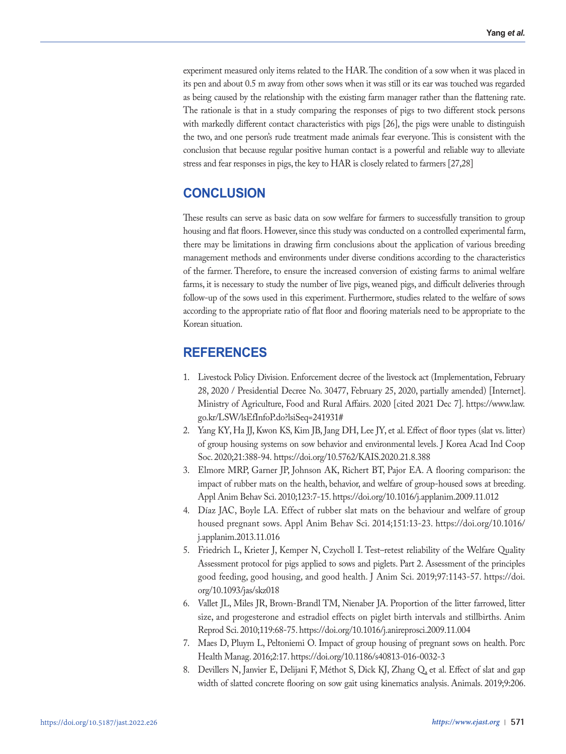experiment measured only items related to the HAR. The condition of a sow when it was placed in its pen and about 0.5 m away from other sows when it was still or its ear was touched was regarded as being caused by the relationship with the existing farm manager rather than the flattening rate. The rationale is that in a study comparing the responses of pigs to two different stock persons with markedly different contact characteristics with pigs [26], the pigs were unable to distinguish the two, and one person's rude treatment made animals fear everyone. This is consistent with the conclusion that because regular positive human contact is a powerful and reliable way to alleviate stress and fear responses in pigs, the key to HAR is closely related to farmers [27,28]

## CONCLUSION

These results can serve as basic data on sow welfare for farmers to successfully transition to group housing and flat floors. However, since this study was conducted on a controlled experimental farm, there may be limitations in drawing firm conclusions about the application of various breeding management methods and environments under diverse conditions according to the characteristics of the farmer. Therefore, to ensure the increased conversion of existing farms to animal welfare farms, it is necessary to study the number of live pigs, weaned pigs, and difficult deliveries through follow-up of the sows used in this experiment. Furthermore, studies related to the welfare of sows according to the appropriate ratio of flat floor and flooring materials need to be appropriate to the Korean situation.

## REFERENCES

1. Livestock Policy Division. Enforcement decree of the livestock act (Implementation, February 28, 2020 / Presidential Decree No. 30477, February 25, 2020, partially amended) [Internet]. Ministry of Agriculture, Food and Rural Affairs. 2020 [cited 2021 Dec 7]. https://www.law.go.kr/LSW/lsEfInfoP.do?lsiSeq=241931#
2. Yang KY, Ha JJ, Kwon KS, Kim JB, Jang DH, Lee JY, et al. Effect of floor types (slat vs. litter) of group housing systems on sow behavior and environmental levels. J Korea Acad Ind Coop Soc. 2020;21:388-94. https://doi.org/10.5762/KAIS.2020.21.8.388
3. Elmore MRP, Garner JP, Johnson AK, Richert BT, Pajor EA. A flooring comparison: the impact of rubber mats on the health, behavior, and welfare of group-housed sows at breeding. Appl Anim Behav Sci. 2010;123:7-15. https://doi.org/10.1016/j.applanim.2009.11.012
4. Díaz JAC, Boyle LA. Effect of rubber slat mats on the behaviour and welfare of group housed pregnant sows. Appl Anim Behav Sci. 2014;151:13-23. https://doi.org/10.1016/j.applanim.2013.11.016
5. Friedrich L, Krieter J, Kemper N, Czycholl I. Test–retest reliability of the Welfare Quality Assessment protocol for pigs applied to sows and piglets. Part 2. Assessment of the principles good feeding, good housing, and good health. J Anim Sci. 2019;97:1143-57. https://doi.org/10.1093/jas/skz018
6. Vallet JL, Miles JR, Brown-Brandl TM, Nienaber JA. Proportion of the litter farrowed, litter size, and progesterone and estradiol effects on piglet birth intervals and stillbirths. Anim Reprod Sci. 2010;119:68-75. https://doi.org/10.1016/j.anireprosci.2009.11.004
7. Maes D, Pluym L, Peltoniemi O. Impact of group housing of pregnant sows on health. Porc Health Manag. 2016;2:17. https://doi.org/10.1186/s40813-016-0032-3
8. Devillers N, Janvier E, Delijani F, Méthot S, Dick KJ, Zhang Q, et al. Effect of slat and gap width of slatted concrete flooring on sow gait using kinematics analysis. Animals. 2019;9:206.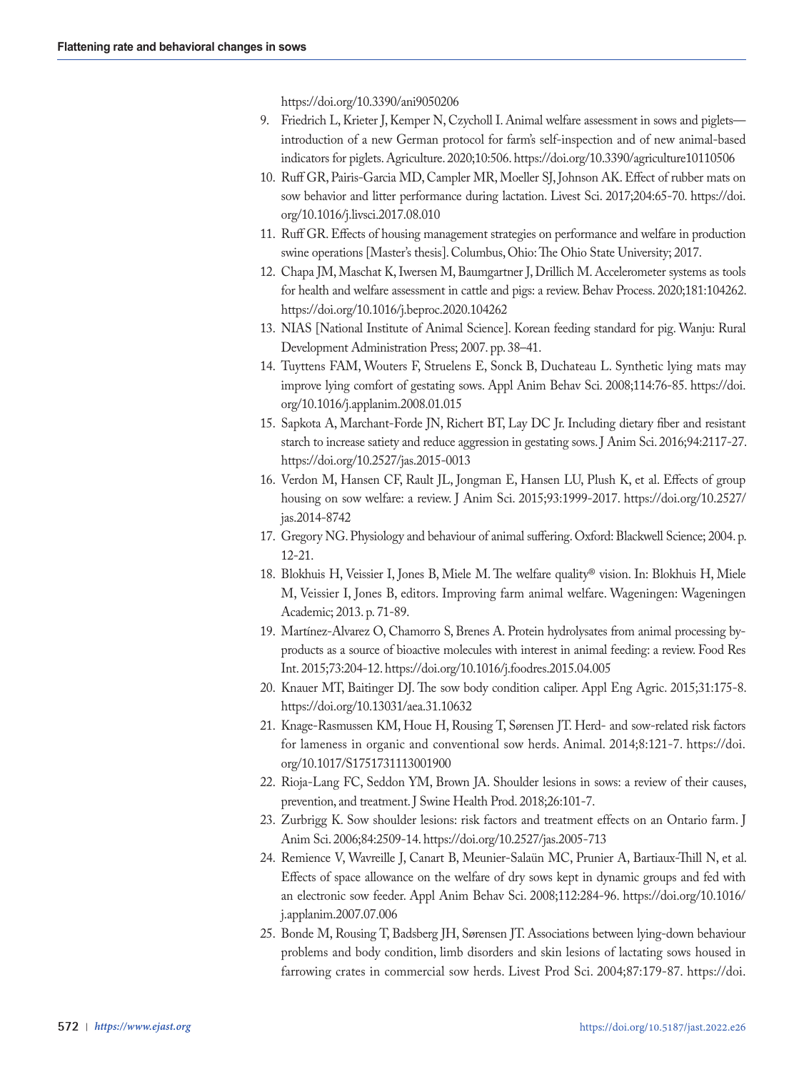https://doi.org/10.3390/ani9050206

9. Friedrich L, Krieter J, Kemper N, Czycholl I. Animal welfare assessment in sows and piglets—introduction of a new German protocol for farm's self-inspection and of new animal-based indicators for piglets. Agriculture. 2020;10:506. https://doi.org/10.3390/agriculture10110506
10. Ruff GR, Pairis-Garcia MD, Campler MR, Moeller SJ, Johnson AK. Effect of rubber mats on sow behavior and litter performance during lactation. Livest Sci. 2017;204:65-70. https://doi.org/10.1016/j.livsci.2017.08.010
11. Ruff GR. Effects of housing management strategies on performance and welfare in production swine operations [Master's thesis]. Columbus, Ohio: The Ohio State University; 2017.
12. Chapa JM, Maschat K, Iwersen M, Baumgartner J, Drillich M. Accelerometer systems as tools for health and welfare assessment in cattle and pigs: a review. Behav Process. 2020;181:104262. https://doi.org/10.1016/j.beproc.2020.104262
13. NIAS [National Institute of Animal Science]. Korean feeding standard for pig. Wanju: Rural Development Administration Press; 2007. pp. 38–41.
14. Tuyttens FAM, Wouters F, Struelens E, Sonck B, Duchateau L. Synthetic lying mats may improve lying comfort of gestating sows. Appl Anim Behav Sci. 2008;114:76-85. https://doi.org/10.1016/j.applanim.2008.01.015
15. Sapkota A, Marchant-Forde JN, Richert BT, Lay DC Jr. Including dietary fiber and resistant starch to increase satiety and reduce aggression in gestating sows. J Anim Sci. 2016;94:2117-27. https://doi.org/10.2527/jas.2015-0013
16. Verdon M, Hansen CF, Rault JL, Jongman E, Hansen LU, Plush K, et al. Effects of group housing on sow welfare: a review. J Anim Sci. 2015;93:1999-2017. https://doi.org/10.2527/jas.2014-8742
17. Gregory NG. Physiology and behaviour of animal suffering. Oxford: Blackwell Science; 2004. p. 12-21.
18. Blokhuis H, Veissier I, Jones B, Miele M. The welfare quality® vision. In: Blokhuis H, Miele M, Veissier I, Jones B, editors. Improving farm animal welfare. Wageningen: Wageningen Academic; 2013. p. 71-89.
19. Martínez-Alvarez O, Chamorro S, Brenes A. Protein hydrolysates from animal processing by-products as a source of bioactive molecules with interest in animal feeding: a review. Food Res Int. 2015;73:204-12. https://doi.org/10.1016/j.foodres.2015.04.005
20. Knauer MT, Baitinger DJ. The sow body condition caliper. Appl Eng Agric. 2015;31:175-8. https://doi.org/10.13031/aea.31.10632
21. Knage-Rasmussen KM, Houe H, Rousing T, Sørensen JT. Herd- and sow-related risk factors for lameness in organic and conventional sow herds. Animal. 2014;8:121-7. https://doi.org/10.1017/S1751731113001900
22. Rioja-Lang FC, Seddon YM, Brown JA. Shoulder lesions in sows: a review of their causes, prevention, and treatment. J Swine Health Prod. 2018;26:101-7.
23. Zurbrigg K. Sow shoulder lesions: risk factors and treatment effects on an Ontario farm. J Anim Sci. 2006;84:2509-14. https://doi.org/10.2527/jas.2005-713
24. Remience V, Wavreille J, Canart B, Meunier-Salaün MC, Prunier A, Bartiaux-Thill N, et al. Effects of space allowance on the welfare of dry sows kept in dynamic groups and fed with an electronic sow feeder. Appl Anim Behav Sci. 2008;112:284-96. https://doi.org/10.1016/j.applanim.2007.07.006
25. Bonde M, Rousing T, Badsberg JH, Sørensen JT. Associations between lying-down behaviour problems and body condition, limb disorders and skin lesions of lactating sows housed in farrowing crates in commercial sow herds. Livest Prod Sci. 2004;87:179-87. https://doi.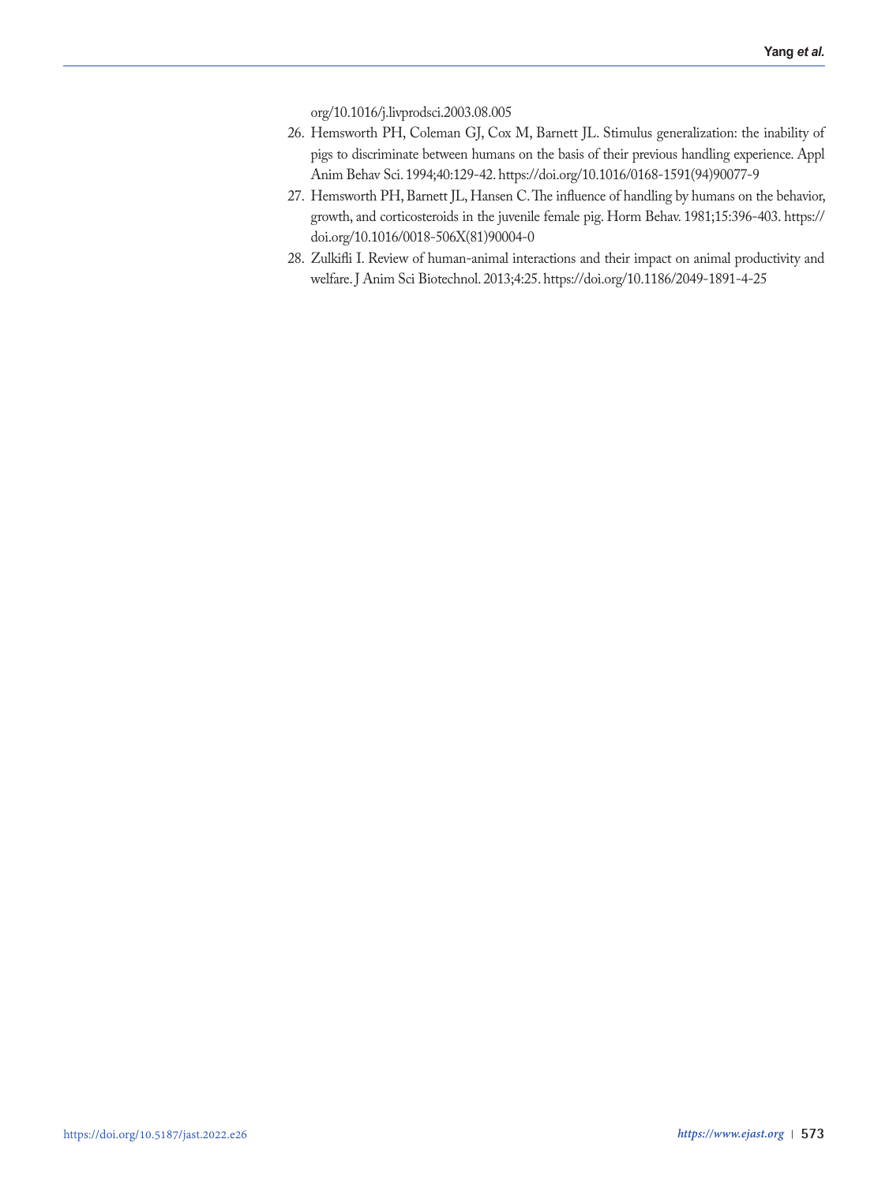org/10.1016/j.livprodsci.2003.08.005

26. Hemsworth PH, Coleman GJ, Cox M, Barnett JL. Stimulus generalization: the inability of pigs to discriminate between humans on the basis of their previous handling experience. Appl Anim Behav Sci. 1994;40:129-42. https://doi.org/10.1016/0168-1591(94)90077-9
27. Hemsworth PH, Barnett JL, Hansen C. The influence of handling by humans on the behavior, growth, and corticosteroids in the juvenile female pig. Horm Behav. 1981;15:396-403. https://doi.org/10.1016/0018-506X(81)90004-0
28. Zulkifli I. Review of human-animal interactions and their impact on animal productivity and welfare. J Anim Sci Biotechnol. 2013;4:25. https://doi.org/10.1186/2049-1891-4-25